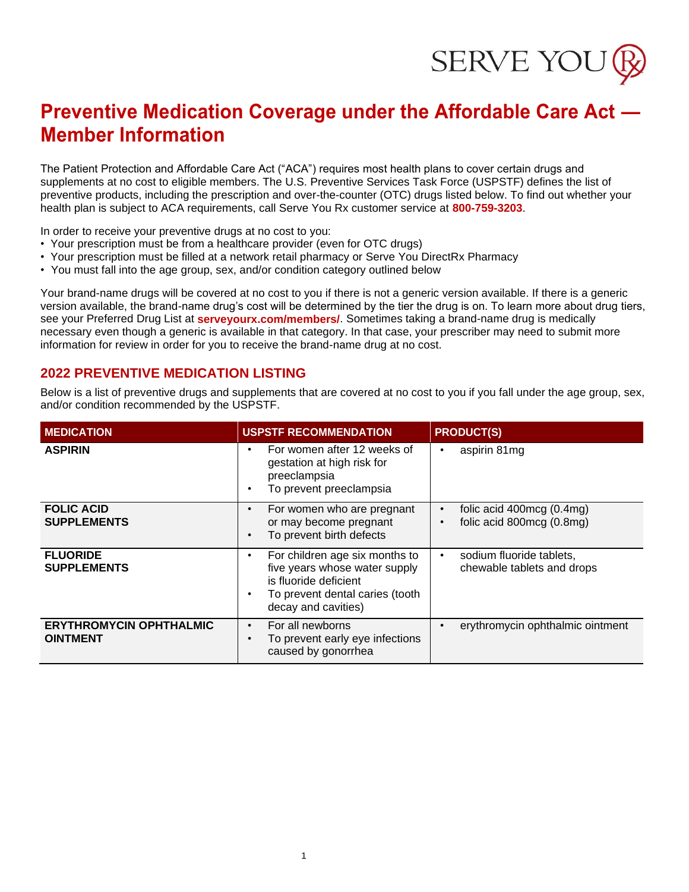# Preventive Medication Coverage under the Affordable Care Act — Member Information

The Patient Protection and Affordable Care Act ("ACA") requires most health plans to cover certain drugs and supplements at no cost to eligible members. The U.S. Preventive Services Task Force (USPSTF) defines the list of preventive products, including the prescription and over-the-counter (OTC) drugs listed below. To find out whether your health plan is subject to ACA requirements, call Serve You Rx customer service at **800-759-3203**.

In order to receive your preventive drugs at no cost to you:

- Your prescription must be from a healthcare provider (even for OTC drugs)
- Your prescription must be filled at a network retail pharmacy or Serve You DirectRx Pharmacy
- You must fall into the age group, sex, and/or condition category outlined below

Your brand-name drugs will be covered at no cost to you if there is not a generic version available. If there is a generic version available, the brand-name drug's cost will be determined by the tier the drug is on. To learn more about drug tiers, see your Preferred Drug List at **serveyourx.com/members/**. Sometimes taking a brand-name drug is medically necessary even though a generic is available in that category. In that case, your prescriber may need to submit more information for review in order for you to receive the brand-name drug at no cost.

## 2022 PREVENTIVE MEDICATION LISTING

Below is a list of preventive drugs and supplements that are covered at no cost to you if you fall under the age group, sex, and/or condition recommended by the USPSTF.

| MEDICATION | USPSTF RECOMMENDATION | PRODUCT(S) |
|---|---|---|
| **ASPIRIN** | • For women after 12 weeks of gestation at high risk for preeclampsia<br>• To prevent preeclampsia | • aspirin 81mg |
| **FOLIC ACID SUPPLEMENTS** | • For women who are pregnant or may become pregnant<br>• To prevent birth defects | • folic acid 400mcg (0.4mg)<br>• folic acid 800mcg (0.8mg) |
| **FLUORIDE SUPPLEMENTS** | • For children age six months to five years whose water supply is fluoride deficient<br>• To prevent dental caries (tooth decay and cavities) | • sodium fluoride tablets, chewable tablets and drops |
| **ERYTHROMYCIN OPHTHALMIC OINTMENT** | • For all newborns<br>• To prevent early eye infections caused by gonorrhea | • erythromycin ophthalmic ointment |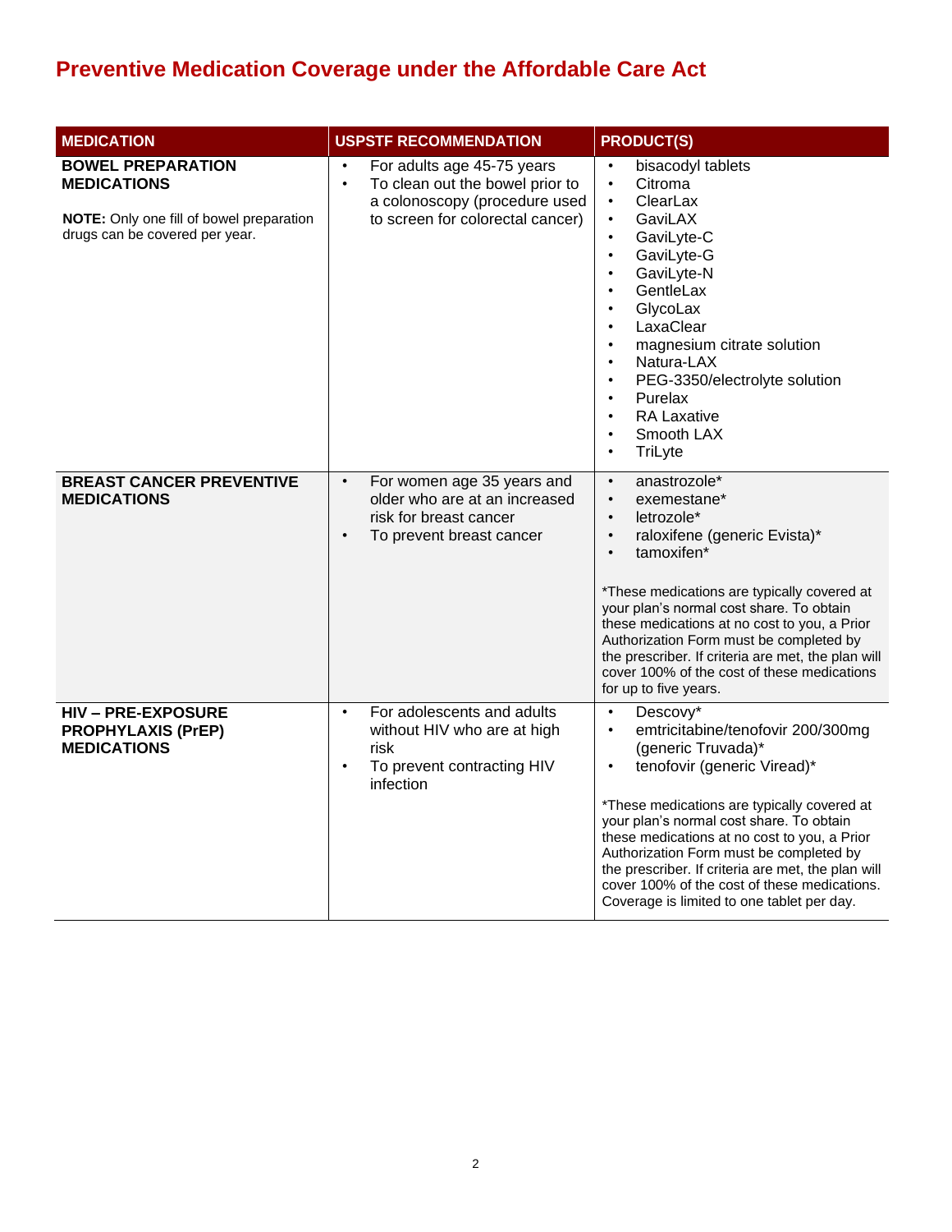# Preventive Medication Coverage under the Affordable Care Act

| MEDICATION | USPSTF RECOMMENDATION | PRODUCT(S) |
|---|---|---|
| **BOWEL PREPARATION MEDICATIONS**<br><br>**NOTE:** Only one fill of bowel preparation drugs can be covered per year. | • For adults age 45-75 years<br>• To clean out the bowel prior to a colonoscopy (procedure used to screen for colorectal cancer) | • bisacodyl tablets<br>• Citroma<br>• ClearLax<br>• GaviLAX<br>• GaviLyte-C<br>• GaviLyte-G<br>• GaviLyte-N<br>• GentleLax<br>• GlycoLax<br>• LaxaClear<br>• magnesium citrate solution<br>• Natura-LAX<br>• PEG-3350/electrolyte solution<br>• Purelax<br>• RA Laxative<br>• Smooth LAX<br>• TriLyte |
| **BREAST CANCER PREVENTIVE MEDICATIONS** | • For women age 35 years and older who are at an increased risk for breast cancer<br>• To prevent breast cancer | • anastrozole*<br>• exemestane*<br>• letrozole*<br>• raloxifene (generic Evista)*<br>• tamoxifen*<br><br>*These medications are typically covered at your plan's normal cost share. To obtain these medications at no cost to you, a Prior Authorization Form must be completed by the prescriber. If criteria are met, the plan will cover 100% of the cost of these medications for up to five years. |
| **HIV – PRE-EXPOSURE PROPHYLAXIS (PrEP) MEDICATIONS** | • For adolescents and adults without HIV who are at high risk<br>• To prevent contracting HIV infection | • Descovy*<br>• emtricitabine/tenofovir 200/300mg (generic Truvada)*<br>• tenofovir (generic Viread)*<br><br>*These medications are typically covered at your plan's normal cost share. To obtain these medications at no cost to you, a Prior Authorization Form must be completed by the prescriber. If criteria are met, the plan will cover 100% of the cost of these medications. Coverage is limited to one tablet per day. |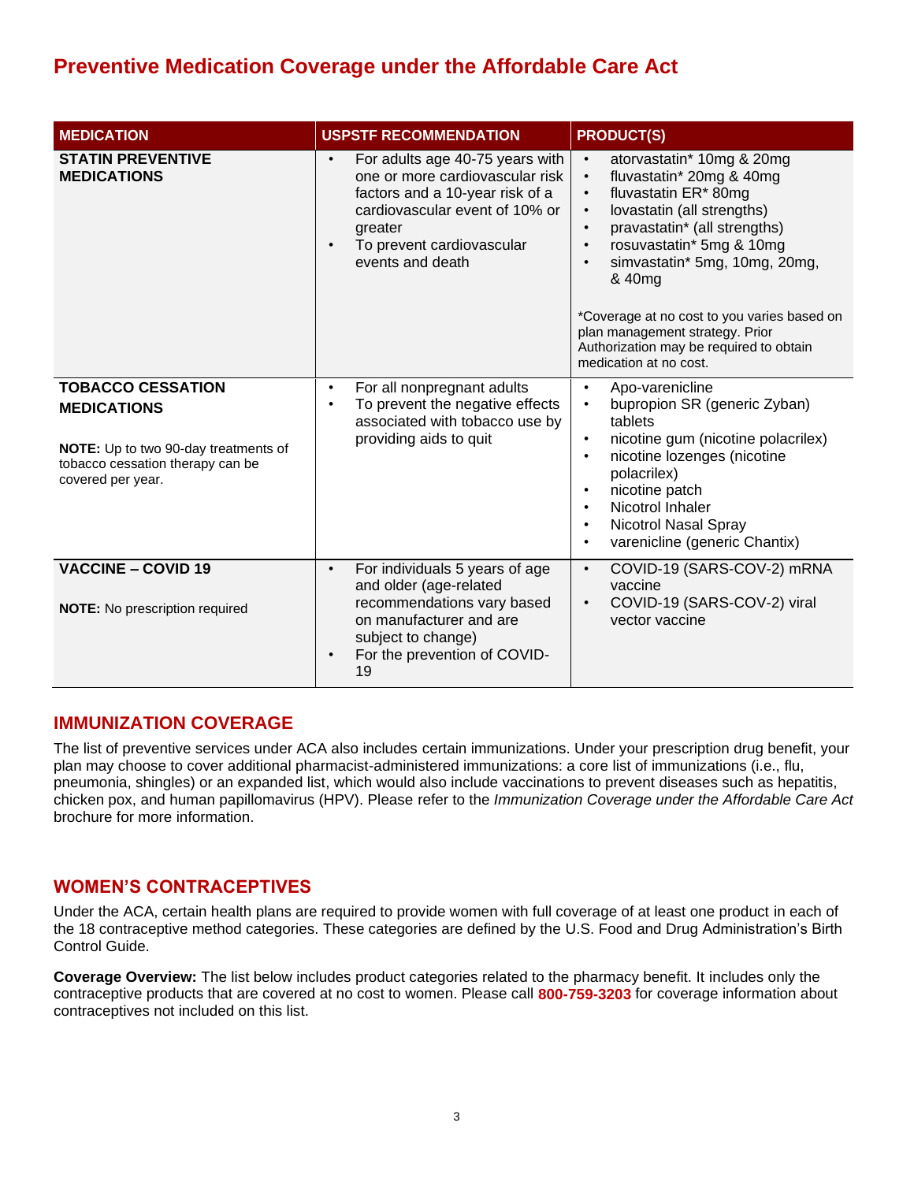# Preventive Medication Coverage under the Affordable Care Act

| MEDICATION | USPSTF RECOMMENDATION | PRODUCT(S) |
|---|---|---|
| **STATIN PREVENTIVE MEDICATIONS** | • For adults age 40-75 years with one or more cardiovascular risk factors and a 10-year risk of a cardiovascular event of 10% or greater<br>• To prevent cardiovascular events and death | • atorvastatin* 10mg & 20mg<br>• fluvastatin* 20mg & 40mg<br>• fluvastatin ER* 80mg<br>• lovastatin (all strengths)<br>• pravastatin* (all strengths)<br>• rosuvastatin* 5mg & 10mg<br>• simvastatin* 5mg, 10mg, 20mg, & 40mg<br><br>*Coverage at no cost to you varies based on plan management strategy. Prior Authorization may be required to obtain medication at no cost. |
| **TOBACCO CESSATION MEDICATIONS**<br><br>**NOTE:** Up to two 90-day treatments of tobacco cessation therapy can be covered per year. | • For all nonpregnant adults<br>• To prevent the negative effects associated with tobacco use by providing aids to quit | • Apo-varenicline<br>• bupropion SR (generic Zyban) tablets<br>• nicotine gum (nicotine polacrilex)<br>• nicotine lozenges (nicotine polacrilex)<br>• nicotine patch<br>• Nicotrol Inhaler<br>• Nicotrol Nasal Spray<br>• varenicline (generic Chantix) |
| **VACCINE – COVID 19**<br><br>**NOTE:** No prescription required | • For individuals 5 years of age and older (age-related recommendations vary based on manufacturer and are subject to change)<br>• For the prevention of COVID-19 | • COVID-19 (SARS-COV-2) mRNA vaccine<br>• COVID-19 (SARS-COV-2) viral vector vaccine |

## IMMUNIZATION COVERAGE

The list of preventive services under ACA also includes certain immunizations. Under your prescription drug benefit, your plan may choose to cover additional pharmacist-administered immunizations: a core list of immunizations (i.e., flu, pneumonia, shingles) or an expanded list, which would also include vaccinations to prevent diseases such as hepatitis, chicken pox, and human papillomavirus (HPV). Please refer to the *Immunization Coverage under the Affordable Care Act* brochure for more information.

## WOMEN'S CONTRACEPTIVES

Under the ACA, certain health plans are required to provide women with full coverage of at least one product in each of the 18 contraceptive method categories. These categories are defined by the U.S. Food and Drug Administration's Birth Control Guide.

**Coverage Overview:** The list below includes product categories related to the pharmacy benefit. It includes only the contraceptive products that are covered at no cost to women. Please call **800-759-3203** for coverage information about contraceptives not included on this list.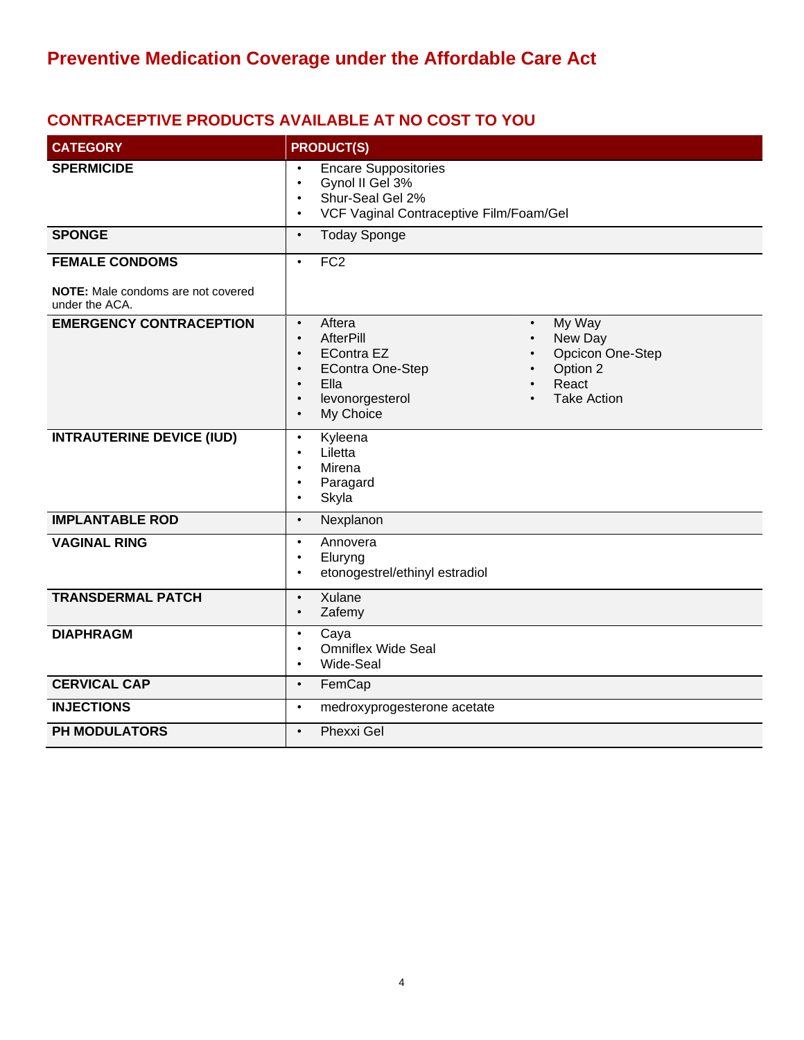# Preventive Medication Coverage under the Affordable Care Act

## CONTRACEPTIVE PRODUCTS AVAILABLE AT NO COST TO YOU

| CATEGORY | PRODUCT(S) |
|---|---|
| **SPERMICIDE** | • Encare Suppositories<br>• Gynol II Gel 3%<br>• Shur-Seal Gel 2%<br>• VCF Vaginal Contraceptive Film/Foam/Gel |
| **SPONGE** | • Today Sponge |
| **FEMALE CONDOMS**<br><br>**NOTE:** Male condoms are not covered under the ACA. | • FC2 |
| **EMERGENCY CONTRACEPTION** | • Aftera<br>• AfterPill<br>• EContra EZ<br>• EContra One-Step<br>• Ella<br>• levonorgesterol<br>• My Choice<br>• My Way<br>• New Day<br>• Opcicon One-Step<br>• Option 2<br>• React<br>• Take Action |
| **INTRAUTERINE DEVICE (IUD)** | • Kyleena<br>• Liletta<br>• Mirena<br>• Paragard<br>• Skyla |
| **IMPLANTABLE ROD** | • Nexplanon |
| **VAGINAL RING** | • Annovera<br>• Eluryng<br>• etonogestrel/ethinyl estradiol |
| **TRANSDERMAL PATCH** | • Xulane<br>• Zafemy |
| **DIAPHRAGM** | • Caya<br>• Omniflex Wide Seal<br>• Wide-Seal |
| **CERVICAL CAP** | • FemCap |
| **INJECTIONS** | • medroxyprogesterone acetate |
| **PH MODULATORS** | • Phexxi Gel |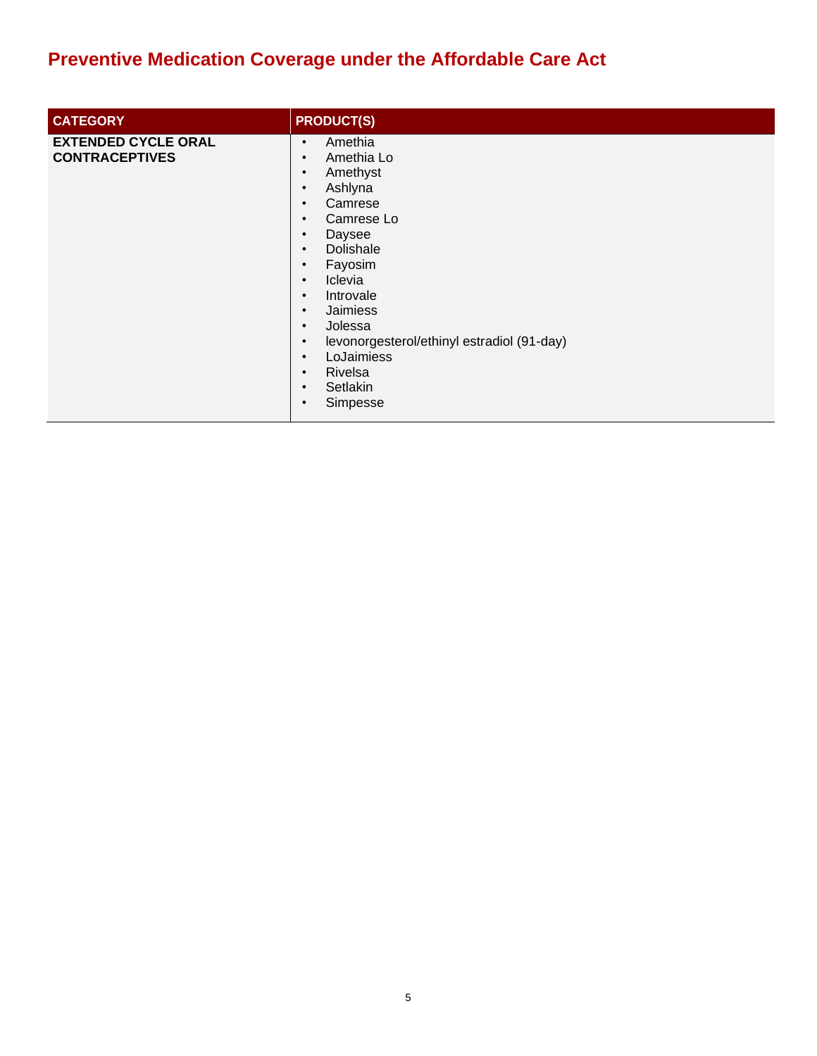# Preventive Medication Coverage under the Affordable Care Act

| CATEGORY | PRODUCT(S) |
| --- | --- |
| **EXTENDED CYCLE ORAL CONTRACEPTIVES** | • Amethia<br>• Amethia Lo<br>• Amethyst<br>• Ashlyna<br>• Camrese<br>• Camrese Lo<br>• Daysee<br>• Dolishale<br>• Fayosim<br>• Iclevia<br>• Introvale<br>• Jaimiess<br>• Jolessa<br>• levonorgesterol/ethinyl estradiol (91-day)<br>• LoJaimiess<br>• Rivelsa<br>• Setlakin<br>• Simpesse |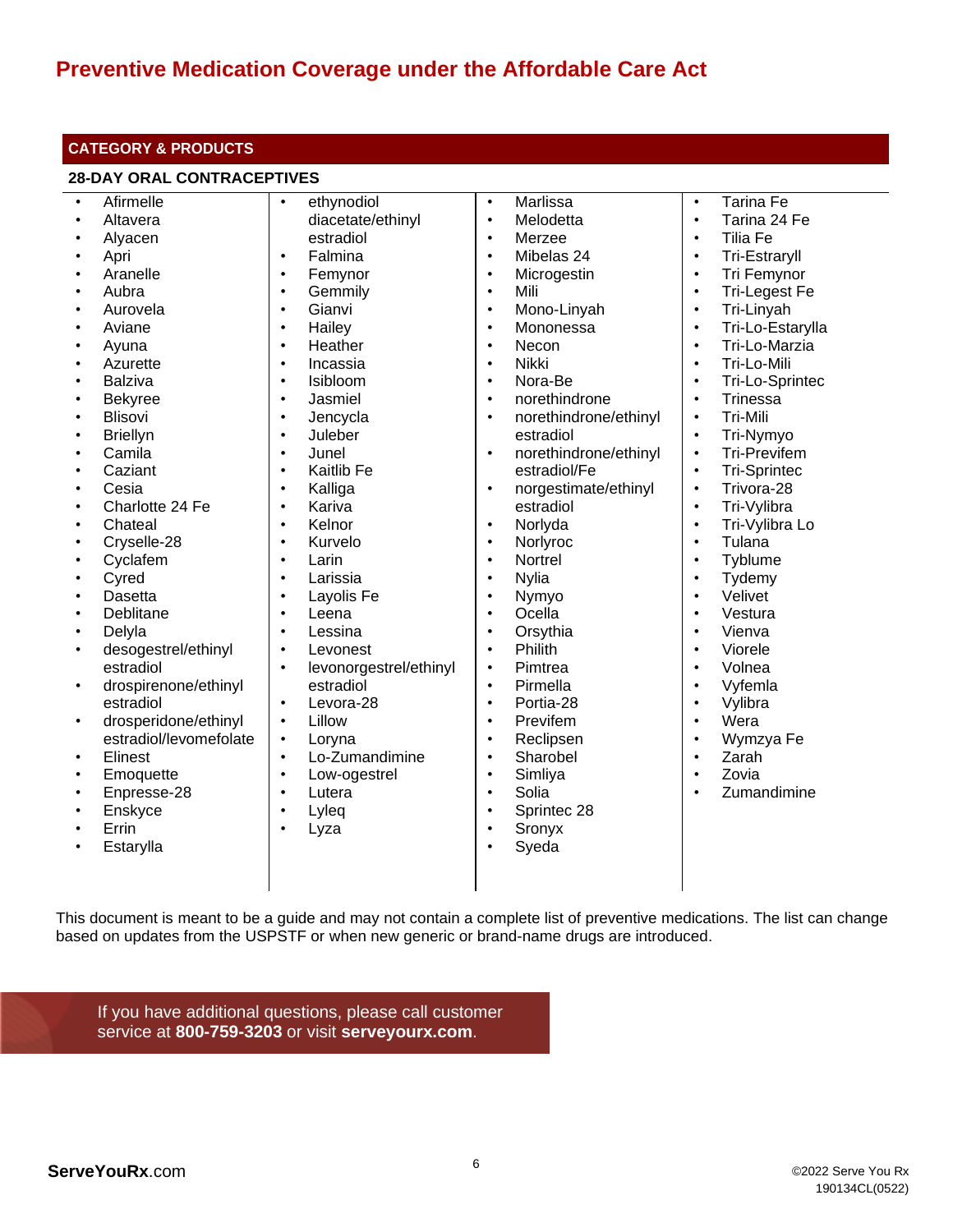# Preventive Medication Coverage under the Affordable Care Act

**CATEGORY & PRODUCTS**

**28-DAY ORAL CONTRACEPTIVES**

- Afirmelle
- Altavera
- Alyacen
- Apri
- Aranelle
- Aubra
- Aurovela
- Aviane
- Ayuna
- Azurette
- Balziva
- Bekyree
- Blisovi
- Briellyn
- Camila
- Caziant
- Cesia
- Charlotte 24 Fe
- Chateal
- Cryselle-28
- Cyclafem
- Cyred
- Dasetta
- Deblitane
- Delyla
- desogestrel/ethinyl estradiol
- drospirenone/ethinyl estradiol
- drosperidone/ethinyl estradiol/levomefolate
- Elinest
- Emoquette
- Enpresse-28
- Enskyce
- Errin
- Estarylla
- ethynodiol diacetate/ethinyl estradiol
- Falmina
- Femynor
- Gemmily
- Gianvi
- Hailey
- Heather
- Incassia
- Isibloom
- Jasmiel
- Jencycla
- Juleber
- Junel
- Kaitlib Fe
- Kalliga
- Kariva
- Kelnor
- Kurvelo
- Larin
- Larissia
- Layolis Fe
- Leena
- Lessina
- Levonest
- levonorgestrel/ethinyl estradiol
- Levora-28
- Lillow
- Loryna
- Lo-Zumandimine
- Low-ogestrel
- Lutera
- Lyleq
- Lyza
- Marlissa
- Melodetta
- Merzee
- Mibelas 24
- Microgestin
- Mili
- Mono-Linyah
- Mononessa
- Necon
- Nikki
- Nora-Be
- norethindrone
- norethindrone/ethinyl estradiol
- norethindrone/ethinyl estradiol/Fe
- norgestimate/ethinyl estradiol
- Norlyda
- Norlyroc
- Nortrel
- Nylia
- Nymyo
- Ocella
- Orsythia
- Philith
- Pimtrea
- Pirmella
- Portia-28
- Previfem
- Reclipsen
- Sharobel
- Simliya
- Solia
- Sprintec 28
- Sronyx
- Syeda
- Tarina Fe
- Tarina 24 Fe
- Tilia Fe
- Tri-Estraryll
- Tri Femynor
- Tri-Legest Fe
- Tri-Linyah
- Tri-Lo-Estarylla
- Tri-Lo-Marzia
- Tri-Lo-Mili
- Tri-Lo-Sprintec
- Trinessa
- Tri-Mili
- Tri-Nymyo
- Tri-Previfem
- Tri-Sprintec
- Trivora-28
- Tri-Vylibra
- Tri-Vylibra Lo
- Tulana
- Tyblume
- Tydemy
- Velivet
- Vestura
- Vienva
- Viorele
- Volnea
- Vyfemla
- Vylibra
- Wera
- Wymzya Fe
- Zarah
- Zovia
- Zumandimine

This document is meant to be a guide and may not contain a complete list of preventive medications. The list can change based on updates from the USPSTF or when new generic or brand-name drugs are introduced.

If you have additional questions, please call customer service at **800-759-3203** or visit **serveyourx.com**.

**ServeYouRx**.com

©2022 Serve You Rx
190134CL(0522)